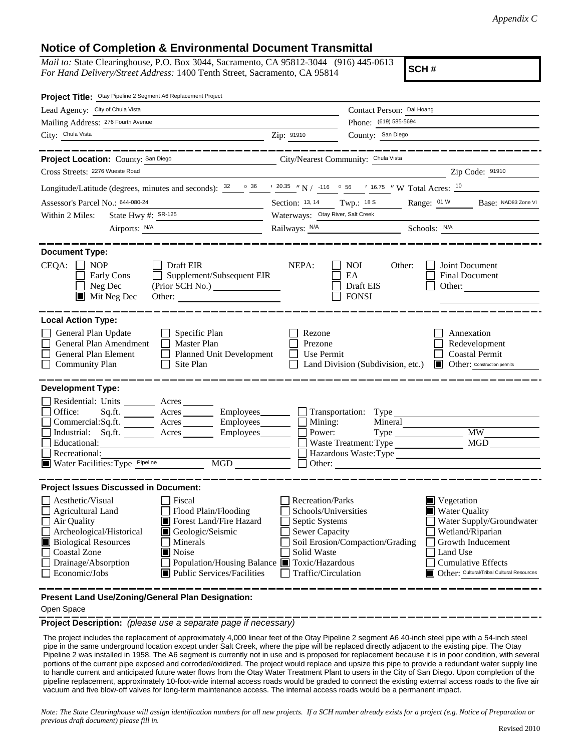*Appendix C*

## Notice of Completion & Environmental Document Transmittal

*Mail to:* State Clearinghouse, P.O. Box 3044, Sacramento, CA 95812-3044 (916) 445-0613
*For Hand Delivery/Street Address:* 1400 Tenth Street, Sacramento, CA 95814

**SCH #**

**Project Title:** Otay Pipeline 2 Segment A6 Replacement Project

Lead Agency: City of Chula Vista
Contact Person: Dai Hoang
Mailing Address: 276 Fourth Avenue
Phone: (619) 585-5694
City: Chula Vista
Zip: 91910
County: San Diego

**Project Location:** County: San Diego
City/Nearest Community: Chula Vista
Cross Streets: 2276 Wueste Road
Zip Code: 91910

Longitude/Latitude (degrees, minutes and seconds): 32 ° 36 ′ 20.35 ″ N / -116 ° 56 ′ 16.75 ″ W Total Acres: 10

Assessor's Parcel No.: 644-080-24
Section: 13, 14 Twp.: 18 S Range: 01 W Base: NAD83 Zone VI

Within 2 Miles: State Hwy #: SR-125
Waterways: Otay River, Salt Creek
Airports: N/A
Railways: N/A
Schools: N/A

**Document Type:**

CEQA:
- [ ] NOP
- [ ] Early Cons
- [ ] Neg Dec
- [x] Mit Neg Dec
- [ ] Draft EIR
- [ ] Supplement/Subsequent EIR (Prior SCH No.)
- Other:

NEPA:
- [ ] NOI
- [ ] EA
- [ ] Draft EIS
- [ ] FONSI

Other:
- [ ] Joint Document
- [ ] Final Document
- [ ] Other:

**Local Action Type:**

- [ ] General Plan Update
- [ ] General Plan Amendment
- [ ] General Plan Element
- [ ] Community Plan
- [ ] Specific Plan
- [ ] Master Plan
- [ ] Planned Unit Development
- [ ] Site Plan
- [ ] Rezone
- [ ] Prezone
- [ ] Use Permit
- [ ] Land Division (Subdivision, etc.)
- [ ] Annexation
- [ ] Redevelopment
- [ ] Coastal Permit
- [x] Other: Construction permits

**Development Type:**

- [ ] Residential: Units Acres
- [ ] Office: Sq.ft. Acres Employees
- [ ] Commercial: Sq.ft. Acres Employees
- [ ] Industrial: Sq.ft. Acres Employees
- [ ] Educational:
- [ ] Recreational:
- [x] Water Facilities: Type Pipeline MGD
- [ ] Transportation: Type
- [ ] Mining: Mineral
- [ ] Power: Type MW
- [ ] Waste Treatment: Type MGD
- [ ] Hazardous Waste: Type
- [ ] Other:

**Project Issues Discussed in Document:**

- [ ] Aesthetic/Visual
- [ ] Agricultural Land
- [ ] Air Quality
- [ ] Archeological/Historical
- [x] Biological Resources
- [ ] Coastal Zone
- [ ] Drainage/Absorption
- [ ] Economic/Jobs
- [ ] Fiscal
- [ ] Flood Plain/Flooding
- [x] Forest Land/Fire Hazard
- [x] Geologic/Seismic
- [ ] Minerals
- [x] Noise
- [ ] Population/Housing Balance
- [x] Public Services/Facilities
- [ ] Recreation/Parks
- [ ] Schools/Universities
- [ ] Septic Systems
- [ ] Sewer Capacity
- [ ] Soil Erosion/Compaction/Grading
- [ ] Solid Waste
- [x] Toxic/Hazardous
- [ ] Traffic/Circulation
- [x] Vegetation
- [x] Water Quality
- [ ] Water Supply/Groundwater
- [ ] Wetland/Riparian
- [ ] Growth Inducement
- [ ] Land Use
- [ ] Cumulative Effects
- [x] Other: Cultural/Tribal Cultural Resources

**Present Land Use/Zoning/General Plan Designation:**

Open Space

**Project Description:** *(please use a separate page if necessary)*

The project includes the replacement of approximately 4,000 linear feet of the Otay Pipeline 2 segment A6 40-inch steel pipe with a 54-inch steel pipe in the same underground location except under Salt Creek, where the pipe will be replaced directly adjacent to the existing pipe. The Otay Pipeline 2 was installed in 1958. The A6 segment is currently not in use and is proposed for replacement because it is in poor condition, with several portions of the current pipe exposed and corroded/oxidized. The project would replace and upsize this pipe to provide a redundant water supply line to handle current and anticipated future water flows from the Otay Water Treatment Plant to users in the City of San Diego. Upon completion of the pipeline replacement, approximately 10-foot-wide internal access roads would be graded to connect the existing external access roads to the five air vacuum and five blow-off valves for long-term maintenance access. The internal access roads would be a permanent impact.

*Note: The State Clearinghouse will assign identification numbers for all new projects. If a SCH number already exists for a project (e.g. Notice of Preparation or previous draft document) please fill in.*

Revised 2010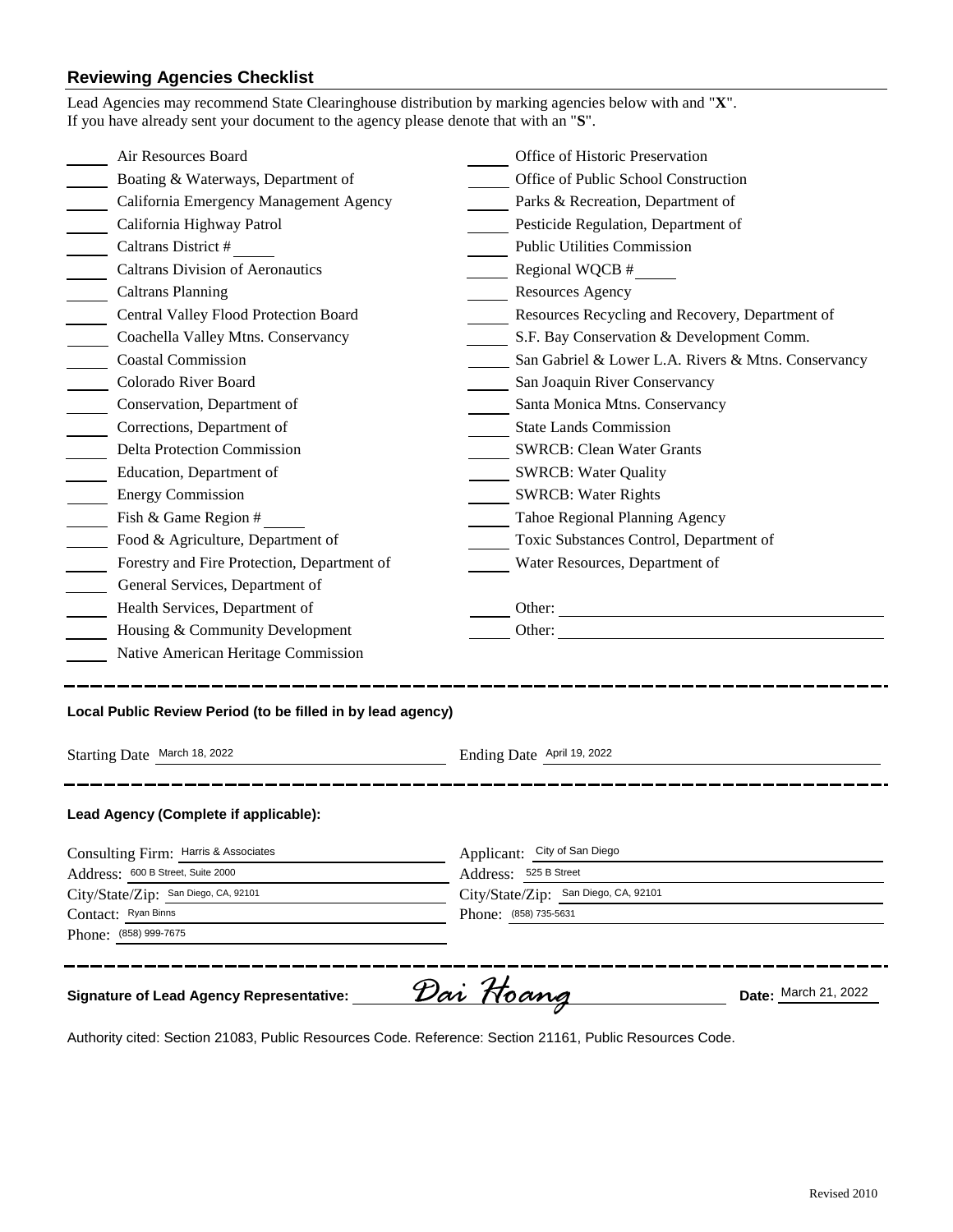## Reviewing Agencies Checklist

Lead Agencies may recommend State Clearinghouse distribution by marking agencies below with and "**X**".
If you have already sent your document to the agency please denote that with an "**S**".

| | | | |
|---|---|---|---|
| ___ | Air Resources Board | ___ | Office of Historic Preservation |
| ___ | Boating & Waterways, Department of | ___ | Office of Public School Construction |
| ___ | California Emergency Management Agency | ___ | Parks & Recreation, Department of |
| ___ | California Highway Patrol | ___ | Pesticide Regulation, Department of |
| ___ | Caltrans District # ___ | ___ | Public Utilities Commission |
| ___ | Caltrans Division of Aeronautics | ___ | Regional WQCB # ___ |
| ___ | Caltrans Planning | ___ | Resources Agency |
| ___ | Central Valley Flood Protection Board | ___ | Resources Recycling and Recovery, Department of |
| ___ | Coachella Valley Mtns. Conservancy | ___ | S.F. Bay Conservation & Development Comm. |
| ___ | Coastal Commission | ___ | San Gabriel & Lower L.A. Rivers & Mtns. Conservancy |
| ___ | Colorado River Board | ___ | San Joaquin River Conservancy |
| ___ | Conservation, Department of | ___ | Santa Monica Mtns. Conservancy |
| ___ | Corrections, Department of | ___ | State Lands Commission |
| ___ | Delta Protection Commission | ___ | SWRCB: Clean Water Grants |
| ___ | Education, Department of | ___ | SWRCB: Water Quality |
| ___ | Energy Commission | ___ | SWRCB: Water Rights |
| ___ | Fish & Game Region # ___ | ___ | Tahoe Regional Planning Agency |
| ___ | Food & Agriculture, Department of | ___ | Toxic Substances Control, Department of |
| ___ | Forestry and Fire Protection, Department of | ___ | Water Resources, Department of |
| ___ | General Services, Department of | | |
| ___ | Health Services, Department of | ___ | Other: ___ |
| ___ | Housing & Community Development | ___ | Other: ___ |
| ___ | Native American Heritage Commission | | |

---

### Local Public Review Period (to be filled in by lead agency)

Starting Date March 18, 2022 Ending Date April 19, 2022

---

### Lead Agency (Complete if applicable):

| | |
|---|---|
| Consulting Firm: Harris & Associates | Applicant: City of San Diego |
| Address: 600 B Street, Suite 2000 | Address: 525 B Street |
| City/State/Zip: San Diego, CA, 92101 | City/State/Zip: San Diego, CA, 92101 |
| Contact: Ryan Binns | Phone: (858) 735-5631 |
| Phone: (858) 999-7675 | |

---

**Signature of Lead Agency Representative:** Dai Hoang **Date:** March 21, 2022

Authority cited: Section 21083, Public Resources Code. Reference: Section 21161, Public Resources Code.

Revised 2010